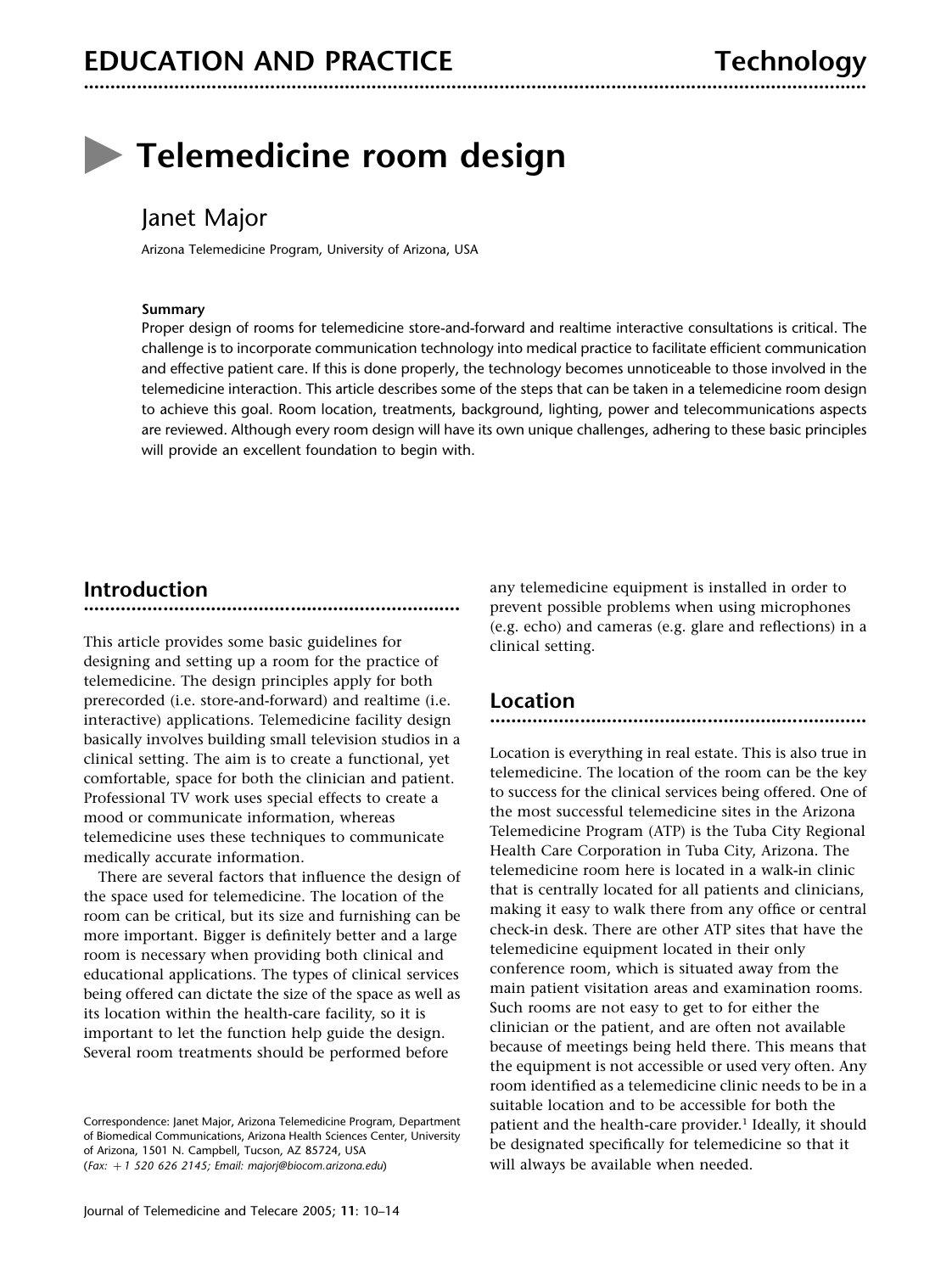# Telemedicine room design

Janet Major

Arizona Telemedicine Program, University of Arizona, USA

**Summary**

Proper design of rooms for telemedicine store-and-forward and realtime interactive consultations is critical. The challenge is to incorporate communication technology into medical practice to facilitate efficient communication and effective patient care. If this is done properly, the technology becomes unnoticeable to those involved in the telemedicine interaction. This article describes some of the steps that can be taken in a telemedicine room design to achieve this goal. Room location, treatments, background, lighting, power and telecommunications aspects are reviewed. Although every room design will have its own unique challenges, adhering to these basic principles will provide an excellent foundation to begin with.

## Introduction

This article provides some basic guidelines for designing and setting up a room for the practice of telemedicine. The design principles apply for both prerecorded (i.e. store-and-forward) and realtime (i.e. interactive) applications. Telemedicine facility design basically involves building small television studios in a clinical setting. The aim is to create a functional, yet comfortable, space for both the clinician and patient. Professional TV work uses special effects to create a mood or communicate information, whereas telemedicine uses these techniques to communicate medically accurate information.

There are several factors that influence the design of the space used for telemedicine. The location of the room can be critical, but its size and furnishing can be more important. Bigger is definitely better and a large room is necessary when providing both clinical and educational applications. The types of clinical services being offered can dictate the size of the space as well as its location within the health-care facility, so it is important to let the function help guide the design. Several room treatments should be performed before any telemedicine equipment is installed in order to prevent possible problems when using microphones (e.g. echo) and cameras (e.g. glare and reflections) in a clinical setting.

## Location

Location is everything in real estate. This is also true in telemedicine. The location of the room can be the key to success for the clinical services being offered. One of the most successful telemedicine sites in the Arizona Telemedicine Program (ATP) is the Tuba City Regional Health Care Corporation in Tuba City, Arizona. The telemedicine room here is located in a walk-in clinic that is centrally located for all patients and clinicians, making it easy to walk there from any office or central check-in desk. There are other ATP sites that have the telemedicine equipment located in their only conference room, which is situated away from the main patient visitation areas and examination rooms. Such rooms are not easy to get to for either the clinician or the patient, and are often not available because of meetings being held there. This means that the equipment is not accessible or used very often. Any room identified as a telemedicine clinic needs to be in a suitable location and to be accessible for both the patient and the health-care provider.[1] Ideally, it should be designated specifically for telemedicine so that it will always be available when needed.

Correspondence: Janet Major, Arizona Telemedicine Program, Department of Biomedical Communications, Arizona Health Sciences Center, University of Arizona, 1501 N. Campbell, Tucson, AZ 85724, USA (*Fax: +1 520 626 2145; Email: majorj@biocom.arizona.edu*)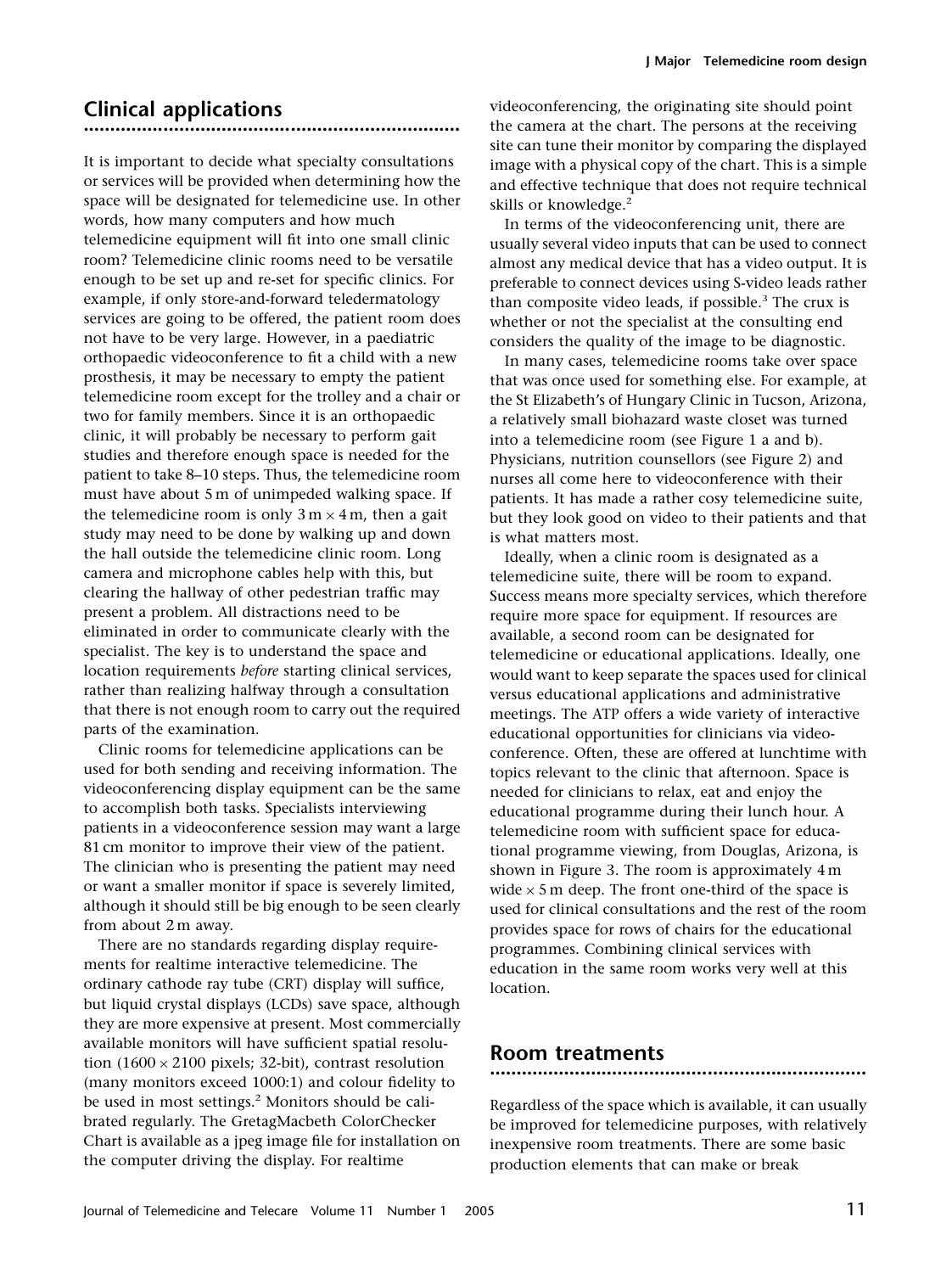## Clinical applications

It is important to decide what specialty consultations or services will be provided when determining how the space will be designated for telemedicine use. In other words, how many computers and how much telemedicine equipment will fit into one small clinic room? Telemedicine clinic rooms need to be versatile enough to be set up and re-set for specific clinics. For example, if only store-and-forward teledermatology services are going to be offered, the patient room does not have to be very large. However, in a paediatric orthopaedic videoconference to fit a child with a new prosthesis, it may be necessary to empty the patient telemedicine room except for the trolley and a chair or two for family members. Since it is an orthopaedic clinic, it will probably be necessary to perform gait studies and therefore enough space is needed for the patient to take 8–10 steps. Thus, the telemedicine room must have about 5 m of unimpeded walking space. If the telemedicine room is only $3\,\text{m} \times 4\,\text{m}$, then a gait study may need to be done by walking up and down the hall outside the telemedicine clinic room. Long camera and microphone cables help with this, but clearing the hallway of other pedestrian traffic may present a problem. All distractions need to be eliminated in order to communicate clearly with the specialist. The key is to understand the space and location requirements *before* starting clinical services, rather than realizing halfway through a consultation that there is not enough room to carry out the required parts of the examination.

Clinic rooms for telemedicine applications can be used for both sending and receiving information. The videoconferencing display equipment can be the same to accomplish both tasks. Specialists interviewing patients in a videoconference session may want a large 81 cm monitor to improve their view of the patient. The clinician who is presenting the patient may need or want a smaller monitor if space is severely limited, although it should still be big enough to be seen clearly from about 2 m away.

There are no standards regarding display requirements for realtime interactive telemedicine. The ordinary cathode ray tube (CRT) display will suffice, but liquid crystal displays (LCDs) save space, although they are more expensive at present. Most commercially available monitors will have sufficient spatial resolution ($1600 \times 2100$ pixels; 32-bit), contrast resolution (many monitors exceed 1000:1) and colour fidelity to be used in most settings.[2] Monitors should be calibrated regularly. The GretagMacbeth ColorChecker Chart is available as a jpeg image file for installation on the computer driving the display. For realtime videoconferencing, the originating site should point the camera at the chart. The persons at the receiving site can tune their monitor by comparing the displayed image with a physical copy of the chart. This is a simple and effective technique that does not require technical skills or knowledge.[2]

In terms of the videoconferencing unit, there are usually several video inputs that can be used to connect almost any medical device that has a video output. It is preferable to connect devices using S-video leads rather than composite video leads, if possible.[3] The crux is whether or not the specialist at the consulting end considers the quality of the image to be diagnostic.

In many cases, telemedicine rooms take over space that was once used for something else. For example, at the St Elizabeth's of Hungary Clinic in Tucson, Arizona, a relatively small biohazard waste closet was turned into a telemedicine room (see Figure 1 a and b). Physicians, nutrition counsellors (see Figure 2) and nurses all come here to videoconference with their patients. It has made a rather cosy telemedicine suite, but they look good on video to their patients and that is what matters most.

Ideally, when a clinic room is designated as a telemedicine suite, there will be room to expand. Success means more specialty services, which therefore require more space for equipment. If resources are available, a second room can be designated for telemedicine or educational applications. Ideally, one would want to keep separate the spaces used for clinical versus educational applications and administrative meetings. The ATP offers a wide variety of interactive educational opportunities for clinicians via videoconference. Often, these are offered at lunchtime with topics relevant to the clinic that afternoon. Space is needed for clinicians to relax, eat and enjoy the educational programme during their lunch hour. A telemedicine room with sufficient space for educational programme viewing, from Douglas, Arizona, is shown in Figure 3. The room is approximately 4 m wide $\times$ 5 m deep. The front one-third of the space is used for clinical consultations and the rest of the room provides space for rows of chairs for the educational programmes. Combining clinical services with education in the same room works very well at this location.

## Room treatments

Regardless of the space which is available, it can usually be improved for telemedicine purposes, with relatively inexpensive room treatments. There are some basic production elements that can make or break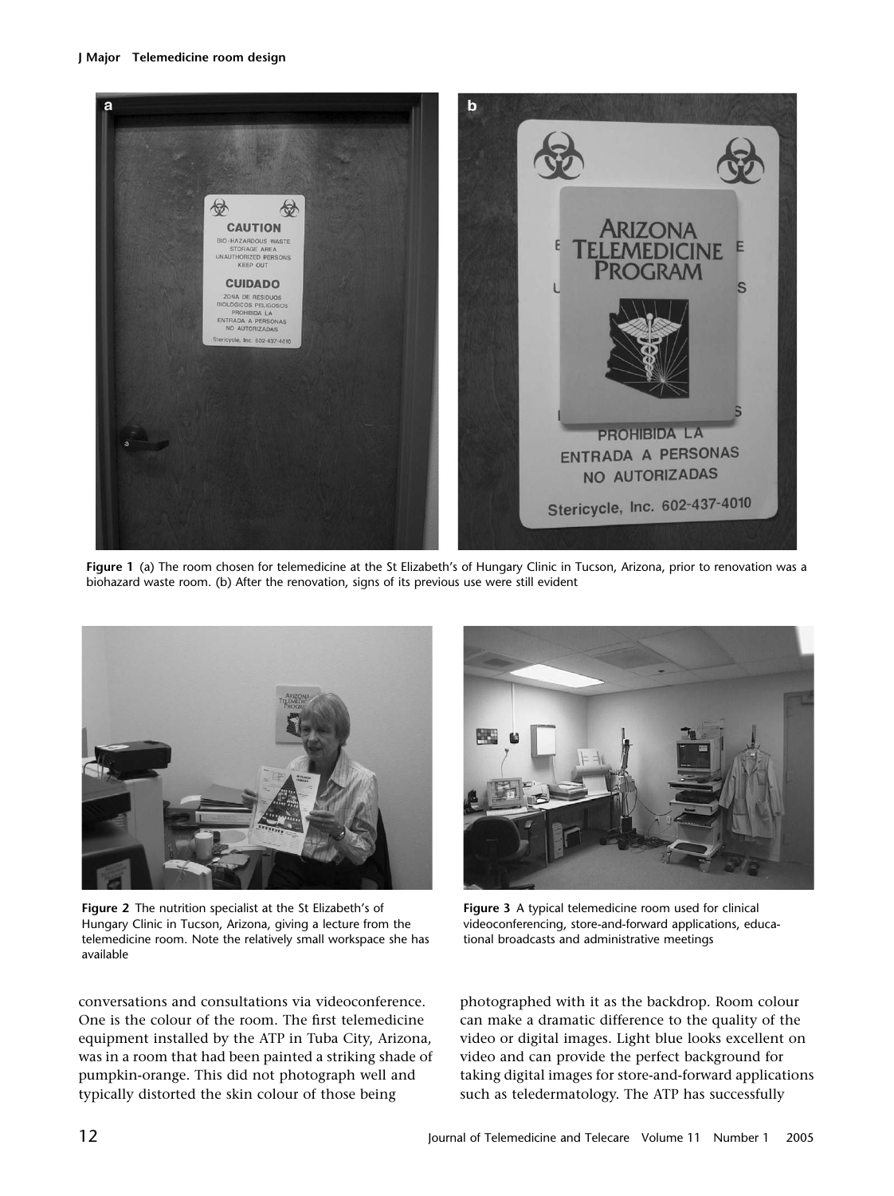Figure 1 (a) The room chosen for telemedicine at the St Elizabeth's of Hungary Clinic in Tucson, Arizona, prior to renovation was a biohazard waste room. (b) After the renovation, signs of its previous use were still evident

Figure 2 The nutrition specialist at the St Elizabeth's of Hungary Clinic in Tucson, Arizona, giving a lecture from the telemedicine room. Note the relatively small workspace she has available

Figure 3 A typical telemedicine room used for clinical videoconferencing, store-and-forward applications, educational broadcasts and administrative meetings

conversations and consultations via videoconference. One is the colour of the room. The first telemedicine equipment installed by the ATP in Tuba City, Arizona, was in a room that had been painted a striking shade of pumpkin-orange. This did not photograph well and typically distorted the skin colour of those being photographed with it as the backdrop. Room colour can make a dramatic difference to the quality of the video or digital images. Light blue looks excellent on video and can provide the perfect background for taking digital images for store-and-forward applications such as teledermatology. The ATP has successfully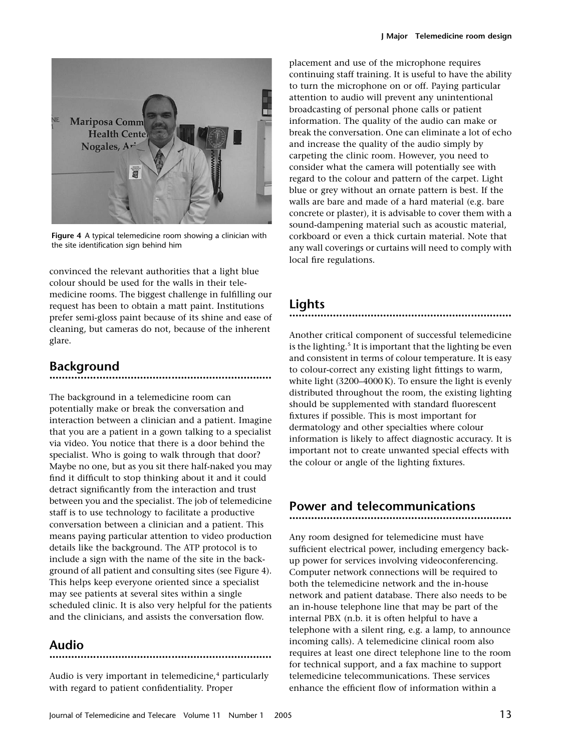Figure 4 A typical telemedicine room showing a clinician with the site identification sign behind him

convinced the relevant authorities that a light blue colour should be used for the walls in their telemedicine rooms. The biggest challenge in fulfilling our request has been to obtain a matt paint. Institutions prefer semi-gloss paint because of its shine and ease of cleaning, but cameras do not, because of the inherent glare.

## Background

The background in a telemedicine room can potentially make or break the conversation and interaction between a clinician and a patient. Imagine that you are a patient in a gown talking to a specialist via video. You notice that there is a door behind the specialist. Who is going to walk through that door? Maybe no one, but as you sit there half-naked you may find it difficult to stop thinking about it and it could detract significantly from the interaction and trust between you and the specialist. The job of telemedicine staff is to use technology to facilitate a productive conversation between a clinician and a patient. This means paying particular attention to video production details like the background. The ATP protocol is to include a sign with the name of the site in the background of all patient and consulting sites (see Figure 4). This helps keep everyone oriented since a specialist may see patients at several sites within a single scheduled clinic. It is also very helpful for the patients and the clinicians, and assists the conversation flow.

## Audio

Audio is very important in telemedicine,[4] particularly with regard to patient confidentiality. Proper placement and use of the microphone requires continuing staff training. It is useful to have the ability to turn the microphone on or off. Paying particular attention to audio will prevent any unintentional broadcasting of personal phone calls or patient information. The quality of the audio can make or break the conversation. One can eliminate a lot of echo and increase the quality of the audio simply by carpeting the clinic room. However, you need to consider what the camera will potentially see with regard to the colour and pattern of the carpet. Light blue or grey without an ornate pattern is best. If the walls are bare and made of a hard material (e.g. bare concrete or plaster), it is advisable to cover them with a sound-dampening material such as acoustic material, corkboard or even a thick curtain material. Note that any wall coverings or curtains will need to comply with local fire regulations.

## Lights

Another critical component of successful telemedicine is the lighting.[5] It is important that the lighting be even and consistent in terms of colour temperature. It is easy to colour-correct any existing light fittings to warm, white light (3200–4000 K). To ensure the light is evenly distributed throughout the room, the existing lighting should be supplemented with standard fluorescent fixtures if possible. This is most important for dermatology and other specialties where colour information is likely to affect diagnostic accuracy. It is important not to create unwanted special effects with the colour or angle of the lighting fixtures.

## Power and telecommunications

Any room designed for telemedicine must have sufficient electrical power, including emergency backup power for services involving videoconferencing. Computer network connections will be required to both the telemedicine network and the in-house network and patient database. There also needs to be an in-house telephone line that may be part of the internal PBX (n.b. it is often helpful to have a telephone with a silent ring, e.g. a lamp, to announce incoming calls). A telemedicine clinical room also requires at least one direct telephone line to the room for technical support, and a fax machine to support telemedicine telecommunications. These services enhance the efficient flow of information within a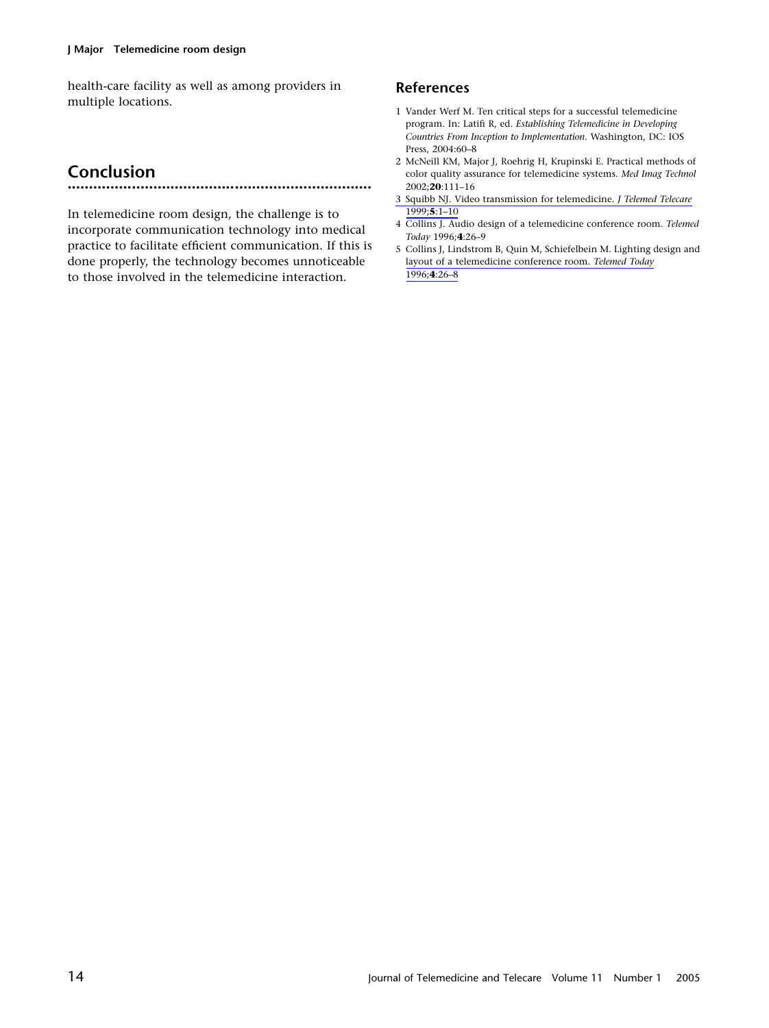health-care facility as well as among providers in multiple locations.

## Conclusion

In telemedicine room design, the challenge is to incorporate communication technology into medical practice to facilitate efficient communication. If this is done properly, the technology becomes unnoticeable to those involved in the telemedicine interaction.

## References

1 Vander Werf M. Ten critical steps for a successful telemedicine program. In: Latifi R, ed. *Establishing Telemedicine in Developing Countries From Inception to Implementation*. Washington, DC: IOS Press, 2004:60–8

2 McNeill KM, Major J, Roehrig H, Krupinski E. Practical methods of color quality assurance for telemedicine systems. *Med Imag Technol* 2002;**20**:111–16

3 Squibb NJ. Video transmission for telemedicine. *J Telemed Telecare* 1999;**5**:1–10

4 Collins J. Audio design of a telemedicine conference room. *Telemed Today* 1996;**4**:26–9

5 Collins J, Lindstrom B, Quin M, Schiefelbein M. Lighting design and layout of a telemedicine conference room. *Telemed Today* 1996;**4**:26–8